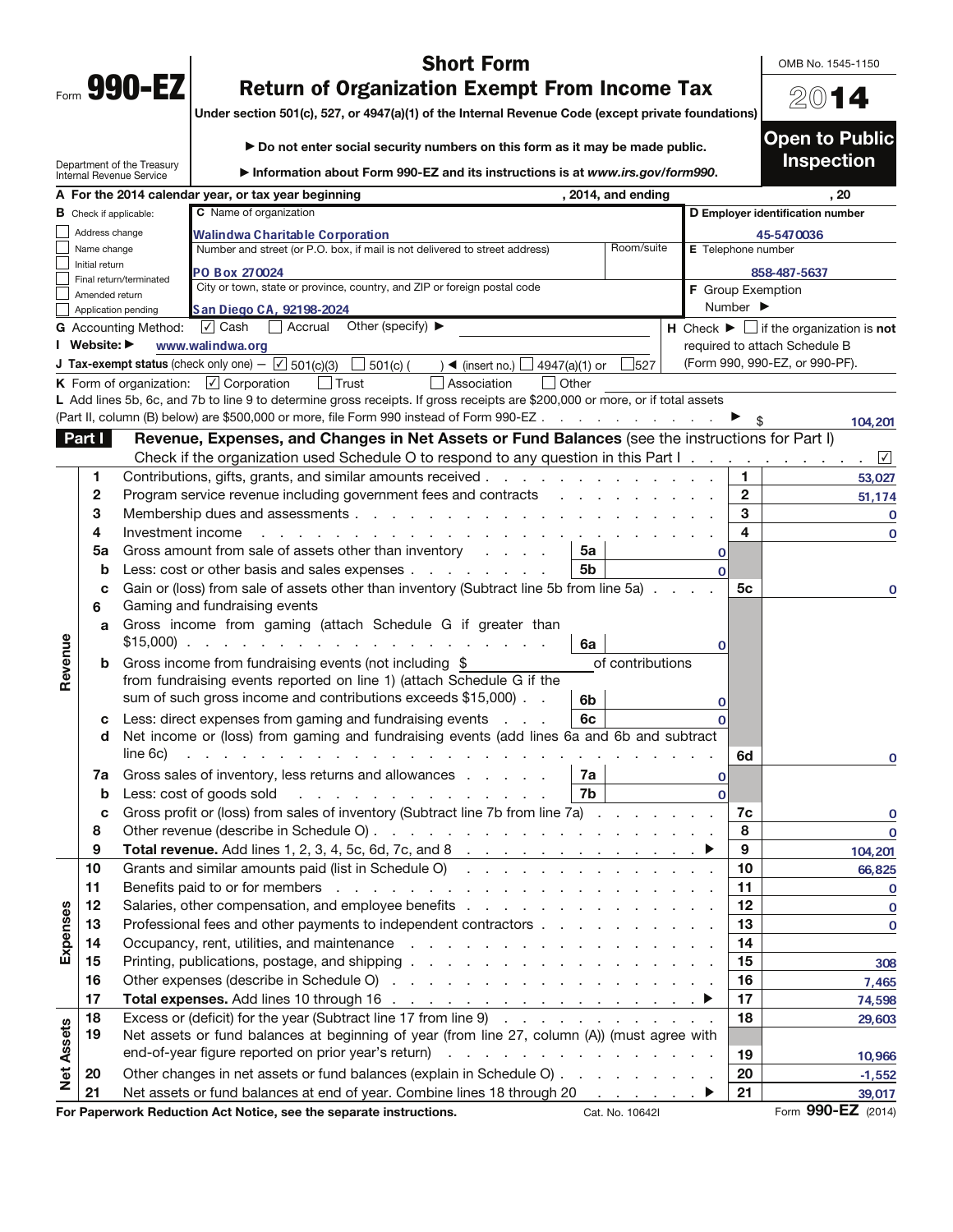Form **990-EZ**

Department of the Treasury
Internal Revenue Service

# Short Form
# Return of Organization Exempt From Income Tax

**Under section 501(c), 527, or 4947(a)(1) of the Internal Revenue Code (except private foundations)**

▶ **Do not enter social security numbers on this form as it may be made public.**

▶ **Information about Form 990-EZ and its instructions is at *www.irs.gov/form990*.**

OMB No. 1545-1150

**2014**

**Open to Public Inspection**

**A** For the 2014 calendar year, or tax year beginning , 2014, and ending , 20

**B** Check if applicable:
- ☐ Address change
- ☐ Name change
- ☐ Initial return
- ☐ Final return/terminated
- ☐ Amended return
- ☐ Application pending

**C** Name of organization: Walindwa Charitable Corporation

Number and street (or P.O. box, if mail is not delivered to street address): PO Box 270024 — Room/suite:

City or town, state or province, country, and ZIP or foreign postal code: San Diego CA, 92198-2024

**D** Employer identification number: 45-5470036

**E** Telephone number: 858-487-5637

**F** Group Exemption Number ▶

**G** Accounting Method: ☑ Cash ☐ Accrual Other (specify) ▶

**H** Check ▶ ☐ if the organization is **not** required to attach Schedule B (Form 990, 990-EZ, or 990-PF).

**I** Website: ▶ www.walindwa.org

**J** Tax-exempt status (check only one) — ☑ 501(c)(3) ☐ 501(c) ( ) ◀ (insert no.) ☐ 4947(a)(1) or ☐ 527

**K** Form of organization: ☑ Corporation ☐ Trust ☐ Association ☐ Other

**L** Add lines 5b, 6c, and 7b to line 9 to determine gross receipts. If gross receipts are $200,000 or more, or if total assets (Part II, column (B) below) are $500,000 or more, file Form 990 instead of Form 990-EZ ▶ $ 104,201

## Part I — Revenue, Expenses, and Changes in Net Assets or Fund Balances (see the instructions for Part I)

Check if the organization used Schedule O to respond to any question in this Part I ☑

| Section | Line | Description | Sub-line | Sub-amount | Line | Amount |
|---|---|---|---|---|---|---|
| Revenue | 1 | Contributions, gifts, grants, and similar amounts received | | | 1 | 53,027 |
| | 2 | Program service revenue including government fees and contracts | | | 2 | 51,174 |
| | 3 | Membership dues and assessments | | | 3 | 0 |
| | 4 | Investment income | | | 4 | 0 |
| | 5a | Gross amount from sale of assets other than inventory | 5a | 0 | | |
| | b | Less: cost or other basis and sales expenses | 5b | 0 | | |
| | c | Gain or (loss) from sale of assets other than inventory (Subtract line 5b from line 5a) | | | 5c | 0 |
| | 6 | Gaming and fundraising events | | | | |
| | a | Gross income from gaming (attach Schedule G if greater than $15,000) | 6a | 0 | | |
| | b | Gross income from fundraising events (not including $ of contributions from fundraising events reported on line 1) (attach Schedule G if the sum of such gross income and contributions exceeds $15,000) | 6b | 0 | | |
| | c | Less: direct expenses from gaming and fundraising events | 6c | 0 | | |
| | d | Net income or (loss) from gaming and fundraising events (add lines 6a and 6b and subtract line 6c) | | | 6d | 0 |
| | 7a | Gross sales of inventory, less returns and allowances | 7a | 0 | | |
| | b | Less: cost of goods sold | 7b | 0 | | |
| | c | Gross profit or (loss) from sales of inventory (Subtract line 7b from line 7a) | | | 7c | 0 |
| | 8 | Other revenue (describe in Schedule O) | | | 8 | 0 |
| | 9 | **Total revenue.** Add lines 1, 2, 3, 4, 5c, 6d, 7c, and 8 ▶ | | | 9 | 104,201 |
| Expenses | 10 | Grants and similar amounts paid (list in Schedule O) | | | 10 | 66,825 |
| | 11 | Benefits paid to or for members | | | 11 | 0 |
| | 12 | Salaries, other compensation, and employee benefits | | | 12 | 0 |
| | 13 | Professional fees and other payments to independent contractors | | | 13 | 0 |
| | 14 | Occupancy, rent, utilities, and maintenance | | | 14 | |
| | 15 | Printing, publications, postage, and shipping | | | 15 | 308 |
| | 16 | Other expenses (describe in Schedule O) | | | 16 | 7,465 |
| | 17 | **Total expenses.** Add lines 10 through 16 ▶ | | | 17 | 74,598 |
| Net Assets | 18 | Excess or (deficit) for the year (Subtract line 17 from line 9) | | | 18 | 29,603 |
| | 19 | Net assets or fund balances at beginning of year (from line 27, column (A)) (must agree with end-of-year figure reported on prior year's return) | | | 19 | 10,966 |
| | 20 | Other changes in net assets or fund balances (explain in Schedule O) | | | 20 | -1,552 |
| | 21 | Net assets or fund balances at end of year. Combine lines 18 through 20 ▶ | | | 21 | 39,017 |

**For Paperwork Reduction Act Notice, see the separate instructions.** Cat. No. 10642I Form **990-EZ** (2014)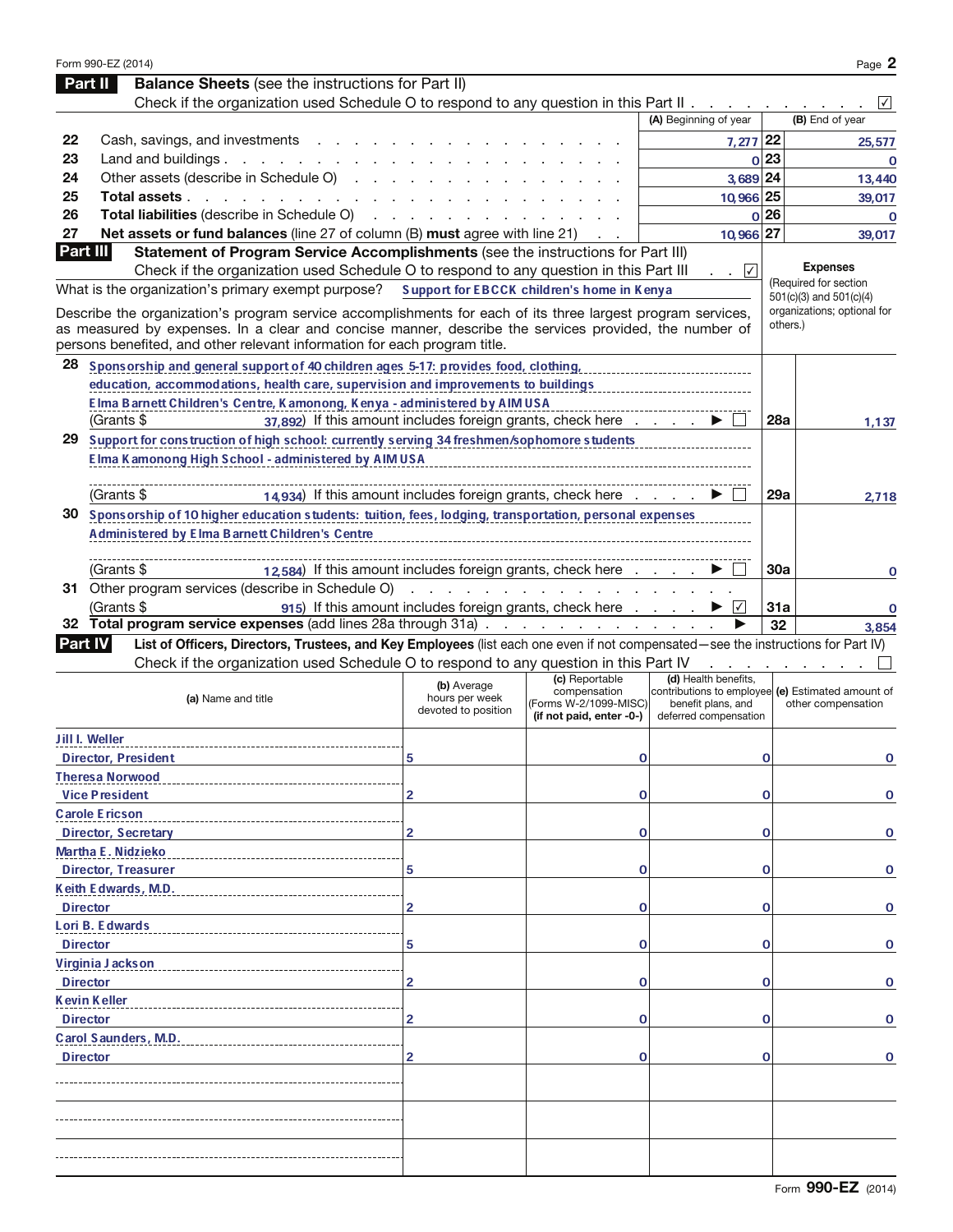Form 990-EZ (2014)

**Part II** **Balance Sheets** (see the instructions for Part II)

Check if the organization used Schedule O to respond to any question in this Part II . . . . . . . . . . ☑

| | | (A) Beginning of year | | (B) End of year |
|---|---|---|---|---|
| 22 | Cash, savings, and investments | 7,277 | 22 | 25,577 |
| 23 | Land and buildings | 0 | 23 | 0 |
| 24 | Other assets (describe in Schedule O) | 3,689 | 24 | 13,440 |
| 25 | **Total assets** | 10,966 | 25 | 39,017 |
| 26 | **Total liabilities** (describe in Schedule O) | 0 | 26 | 0 |
| 27 | **Net assets or fund balances** (line 27 of column (B) **must** agree with line 21) | 10,966 | 27 | 39,017 |

**Part III** **Statement of Program Service Accomplishments** (see the instructions for Part III)

Check if the organization used Schedule O to respond to any question in this Part III . . ☑

**Expenses** (Required for section 501(c)(3) and 501(c)(4) organizations; optional for others.)

What is the organization's primary exempt purpose? Support for EBCCK children's home in Kenya

Describe the organization's program service accomplishments for each of its three largest program services, as measured by expenses. In a clear and concise manner, describe the services provided, the number of persons benefited, and other relevant information for each program title.

| | | | |
|---|---|---|---|
| 28 | Sponsorship and general support of 40 children ages 5-17: provides food, clothing, education, accommodations, health care, supervision and improvements to buildings<br>Elma Barnett Children's Centre, Kamonong, Kenya - administered by AIM USA<br>(Grants $ 37,892) If this amount includes foreign grants, check here . . . . ▶ ☐ | 28a | 1,137 |
| 29 | Support for construction of high school: currently serving 34 freshmen/sophomore students<br>Elma Kamonong High School - administered by AIM USA<br>(Grants $ 14,934) If this amount includes foreign grants, check here . . . . ▶ ☐ | 29a | 2,718 |
| 30 | Sponsorship of 10 higher education students: tuition, fees, lodging, transportation, personal expenses<br>Administered by Elma Barnett Children's Centre<br>(Grants $ 12,584) If this amount includes foreign grants, check here . . . . ▶ ☐ | 30a | 0 |
| 31 | Other program services (describe in Schedule O)<br>(Grants $ 915) If this amount includes foreign grants, check here . . . . ▶ ☑ | 31a | 0 |
| 32 | **Total program service expenses** (add lines 28a through 31a) . . . . ▶ | 32 | 3,854 |

**Part IV** **List of Officers, Directors, Trustees, and Key Employees** (list each one even if not compensated—see the instructions for Part IV)

Check if the organization used Schedule O to respond to any question in this Part IV . . . . . . . . ☐

| (a) Name and title | (b) Average hours per week devoted to position | (c) Reportable compensation (Forms W-2/1099-MISC) (if not paid, enter -0-) | (d) Health benefits, contributions to employee benefit plans, and deferred compensation | (e) Estimated amount of other compensation |
|---|---|---|---|---|
| Jill I. Weller<br>Director, President | 5 | 0 | 0 | 0 |
| Theresa Norwood<br>Vice President | 2 | 0 | 0 | 0 |
| Carole Ericson<br>Director, Secretary | 2 | 0 | 0 | 0 |
| Martha E. Nidzieko<br>Director, Treasurer | 5 | 0 | 0 | 0 |
| Keith Edwards, M.D.<br>Director | 2 | 0 | 0 | 0 |
| Lori B. Edwards<br>Director | 5 | 0 | 0 | 0 |
| Virginia Jackson<br>Director | 2 | 0 | 0 | 0 |
| Kevin Keller<br>Director | 2 | 0 | 0 | 0 |
| Carol Saunders, M.D.<br>Director | 2 | 0 | 0 | 0 |
| | | | | |
| | | | | |
| | | | | |

Form **990-EZ** (2014)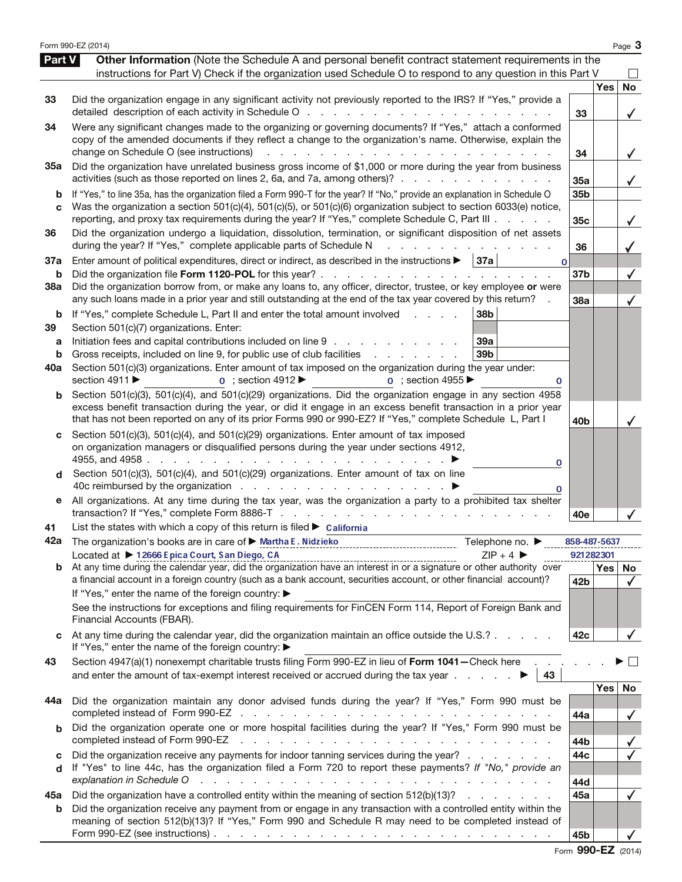## Part V Other Information

(Note the Schedule A and personal benefit contract statement requirements in the instructions for Part V) Check if the organization used Schedule O to respond to any question in this Part V ☐

| | | | Yes | No |
|---|---|---|---|---|
| 33 | Did the organization engage in any significant activity not previously reported to the IRS? If "Yes," provide a detailed description of each activity in Schedule O | 33 | | ✓ |
| 34 | Were any significant changes made to the organizing or governing documents? If "Yes," attach a conformed copy of the amended documents if they reflect a change to the organization's name. Otherwise, explain the change on Schedule O (see instructions) | 34 | | ✓ |
| 35a | Did the organization have unrelated business gross income of $1,000 or more during the year from business activities (such as those reported on lines 2, 6a, and 7a, among others)? | 35a | | ✓ |
| b | If "Yes," to line 35a, has the organization filed a Form 990-T for the year? If "No," provide an explanation in Schedule O | 35b | | |
| c | Was the organization a section 501(c)(4), 501(c)(5), or 501(c)(6) organization subject to section 6033(e) notice, reporting, and proxy tax requirements during the year? If "Yes," complete Schedule C, Part III | 35c | | ✓ |
| 36 | Did the organization undergo a liquidation, dissolution, termination, or significant disposition of net assets during the year? If "Yes," complete applicable parts of Schedule N | 36 | | ✓ |
| 37a | Enter amount of political expenditures, direct or indirect, as described in the instructions ▶ 37a: 0 | | | |
| b | Did the organization file **Form 1120-POL** for this year? | 37b | | ✓ |
| 38a | Did the organization borrow from, or make any loans to, any officer, director, trustee, or key employee **or** were any such loans made in a prior year and still outstanding at the end of the tax year covered by this return? | 38a | | ✓ |
| b | If "Yes," complete Schedule L, Part II and enter the total amount involved 38b | | | |
| 39 | Section 501(c)(7) organizations. Enter: | | | |
| a | Initiation fees and capital contributions included on line 9 39a | | | |
| b | Gross receipts, included on line 9, for public use of club facilities 39b | | | |
| 40a | Section 501(c)(3) organizations. Enter amount of tax imposed on the organization during the year under: section 4911 ▶ 0 ; section 4912 ▶ 0 ; section 4955 ▶ 0 | | | |
| b | Section 501(c)(3), 501(c)(4), and 501(c)(29) organizations. Did the organization engage in any section 4958 excess benefit transaction during the year, or did it engage in an excess benefit transaction in a prior year that has not been reported on any of its prior Forms 990 or 990-EZ? If "Yes," complete Schedule L, Part I | 40b | | ✓ |
| c | Section 501(c)(3), 501(c)(4), and 501(c)(29) organizations. Enter amount of tax imposed on organization managers or disqualified persons during the year under sections 4912, 4955, and 4958 ▶ 0 | | | |
| d | Section 501(c)(3), 501(c)(4), and 501(c)(29) organizations. Enter amount of tax on line 40c reimbursed by the organization ▶ 0 | | | |
| e | All organizations. At any time during the tax year, was the organization a party to a prohibited tax shelter transaction? If "Yes," complete Form 8886-T | 40e | | ✓ |

41 List the states with which a copy of this return is filed ▶ California

42a The organization's books are in care of ▶ Martha E. Nidzieko Telephone no. ▶ 858-487-5637

Located at ▶ 12666 Epica Court, San Diego, CA ZIP + 4 ▶ 921282301

| | | | Yes | No |
|---|---|---|---|---|
| b | At any time during the calendar year, did the organization have an interest in or a signature or other authority over a financial account in a foreign country (such as a bank account, securities account, or other financial account)? If "Yes," enter the name of the foreign country: ▶ See the instructions for exceptions and filing requirements for FinCEN Form 114, Report of Foreign Bank and Financial Accounts (FBAR). | 42b | | ✓ |
| c | At any time during the calendar year, did the organization maintain an office outside the U.S.? If "Yes," enter the name of the foreign country: ▶ | 42c | | ✓ |
| 43 | Section 4947(a)(1) nonexempt charitable trusts filing Form 990-EZ in lieu of **Form 1041—**Check here ▶ ☐ and enter the amount of tax-exempt interest received or accrued during the tax year ▶ 43 | | | |
| 44a | Did the organization maintain any donor advised funds during the year? If "Yes," Form 990 must be completed instead of Form 990-EZ | 44a | | ✓ |
| b | Did the organization operate one or more hospital facilities during the year? If "Yes," Form 990 must be completed instead of Form 990-EZ | 44b | | ✓ |
| c | Did the organization receive any payments for indoor tanning services during the year? | 44c | | ✓ |
| d | If "Yes" to line 44c, has the organization filed a Form 720 to report these payments? *If "No," provide an explanation in Schedule O* | 44d | | |
| 45a | Did the organization have a controlled entity within the meaning of section 512(b)(13)? | 45a | | ✓ |
| b | Did the organization receive any payment from or engage in any transaction with a controlled entity within the meaning of section 512(b)(13)? If "Yes," Form 990 and Schedule R may need to be completed instead of Form 990-EZ (see instructions) | 45b | | ✓ |

Form **990-EZ** (2014)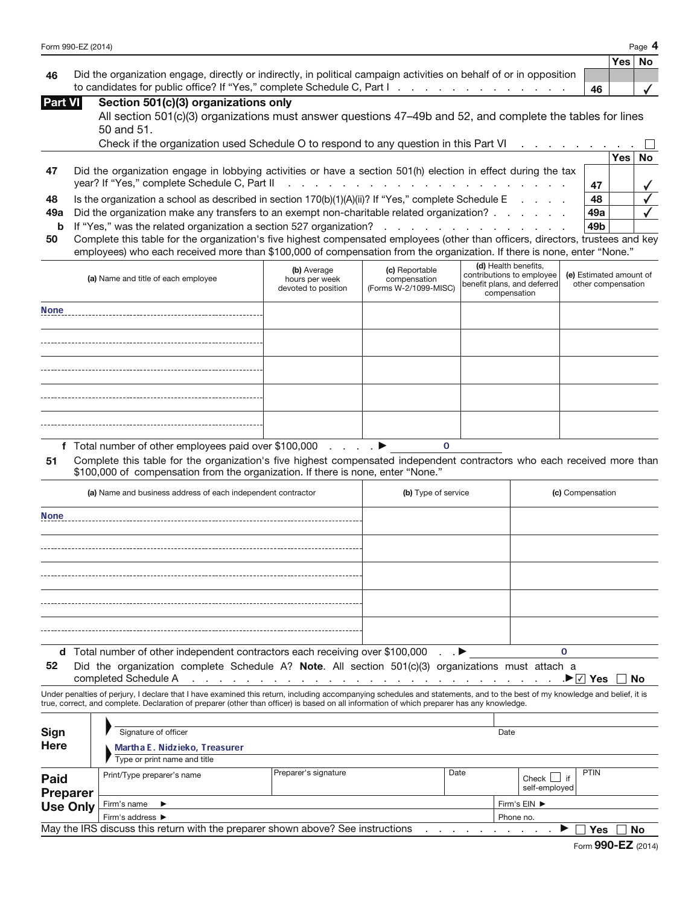| | | | Yes | No |
|---|---|---|---|---|
| 46 | Did the organization engage, directly or indirectly, in political campaign activities on behalf of or in opposition to candidates for public office? If "Yes," complete Schedule C, Part I | 46 | | ✓ |

## Part VI Section 501(c)(3) organizations only

All section 501(c)(3) organizations must answer questions 47–49b and 52, and complete the tables for lines 50 and 51.

Check if the organization used Schedule O to respond to any question in this Part VI ☐

| | | | Yes | No |
|---|---|---|---|---|
| 47 | Did the organization engage in lobbying activities or have a section 501(h) election in effect during the tax year? If "Yes," complete Schedule C, Part II | 47 | | ✓ |
| 48 | Is the organization a school as described in section 170(b)(1)(A)(ii)? If "Yes," complete Schedule E | 48 | | ✓ |
| 49a | Did the organization make any transfers to an exempt non-charitable related organization? | 49a | | ✓ |
| b | If "Yes," was the related organization a section 527 organization? | 49b | | |

50 Complete this table for the organization's five highest compensated employees (other than officers, directors, trustees and key employees) who each received more than $100,000 of compensation from the organization. If there is none, enter "None."

| (a) Name and title of each employee | (b) Average hours per week devoted to position | (c) Reportable compensation (Forms W-2/1099-MISC) | (d) Health benefits, contributions to employee benefit plans, and deferred compensation | (e) Estimated amount of other compensation |
|---|---|---|---|---|
| None | | | | |
| | | | | |
| | | | | |
| | | | | |
| | | | | |

f Total number of other employees paid over $100,000 ▶ 0

51 Complete this table for the organization's five highest compensated independent contractors who each received more than $100,000 of compensation from the organization. If there is none, enter "None."

| (a) Name and business address of each independent contractor | (b) Type of service | (c) Compensation |
|---|---|---|
| None | | |
| | | |
| | | |
| | | |
| | | |

d Total number of other independent contractors each receiving over $100,000 ▶ 0

52 Did the organization complete Schedule A? **Note.** All section 501(c)(3) organizations must attach a completed Schedule A ▶ ☑ Yes ☐ No

Under penalties of perjury, I declare that I have examined this return, including accompanying schedules and statements, and to the best of my knowledge and belief, it is true, correct, and complete. Declaration of preparer (other than officer) is based on all information of which preparer has any knowledge.

**Sign Here**

Signature of officer | Date

Martha E. Nidzieko, Treasurer
Type or print name and title

**Paid Preparer Use Only**

| Print/Type preparer's name | Preparer's signature | Date | Check ☐ if self-employed | PTIN |
|---|---|---|---|---|
| Firm's name ▶ | | | Firm's EIN ▶ | |
| Firm's address ▶ | | | Phone no. | |

May the IRS discuss this return with the preparer shown above? See instructions ▶ ☐ Yes ☐ No

Form **990-EZ** (2014)